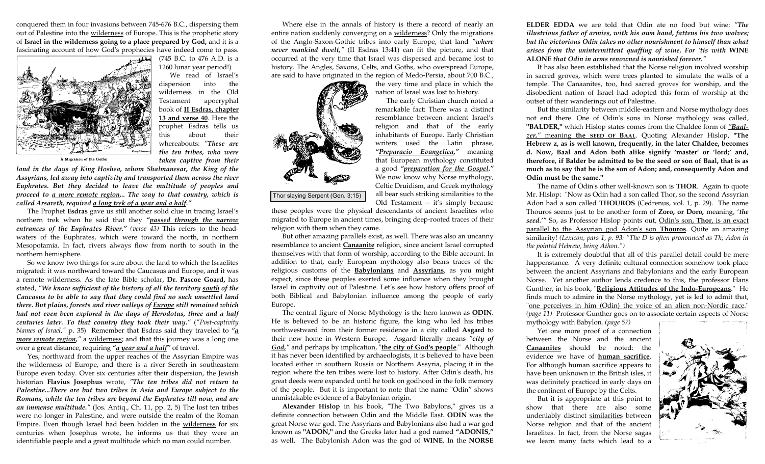conquered them in four invasions between 745-676 B.C., dispersing them out of Palestine into the wilderness of Europe. This is the prophetic story of **Israel in the wilderness going to a place prepared by God,** and it is a fascinating account of how God's prophecies have indeed come to pass. (745 B.C. to 476 A.D. is a 1260 lunar year period!)

A Migration of the Goths

We read of Israel's dispersion into the wilderness in the Old Testament apocryphal book of **II Esdras, chapter 13 and verse 40**. Here the prophet Esdras tells us this about their whereabouts: *"These are the ten tribes, who were taken captive from their land in the days of King Hoshea, whom Shalmanesar, the King of the Assyrians, led away into captivity and transported them across the river Euphrates. But they decided to leave the multitude of peoples and proceed to a more remote region... The way to that country, which is called Arsareth, required a long trek of a year and a half."*

The Prophet **Esdras** gave us still another solid clue in tracing Israel's northern trek when he said that they ***"passed through the narrow entrances of the Euphrates River."*** *(verse 43)* This refers to the head-waters of the Euphrates, which were toward the north, in northern Mesopotamia. In fact, rivers always flow from north to south in the northern hemisphere.

So we know two things for sure about the land to which the Israelites migrated: it was northward toward the Caucasus and Europe, and it was a remote wilderness. As the late Bible scholar, **Dr. Pascoe Goard,** has stated, ***"We know sufficient of the history of all the territory south of the Caucasus to be able to say that they could find no such unsettled land there. But plains, forests and river valleys of Europe still remained which had not even been explored in the days of Herodotus, three and a half centuries later. To that country they took their way."*** (*"Post-captivity Names of Israel,"* p. 35) Remember that Esdras said they traveled to ***"a more remote region,"*** a wilderness; and that this journey was a long one over a great distance, requiring ***"a year and a half"*** of travel.

Yes, northward from the upper reaches of the Assyrian Empire was the wilderness of Europe, and there is a river Sereth in southeastern Europe even today. Over six centuries after their dispersion, the Jewish historian **Flavius Josephus** wrote, ***"The ten tribes did not return to Palestine...There are but two tribes in Asia and Europe subject to the Romans, while the ten tribes are beyond the Euphrates till now, and are an immense multitude."*** (Jos. Antiq., Ch. 11, pp. 2, 5) The lost ten tribes were no longer in Palestine, and were outside the realm of the Roman Empire. Even though Israel had been hidden in the wilderness for six centuries when Josephus wrote, he informs us that they were an identifiable people and a great multitude which no man could number.

Where else in the annals of history is there a record of nearly an entire nation suddenly converging on a wilderness? Only the migrations of the Anglo-Saxon-Gothic tribes into early Europe, that land ***"where never mankind dwelt,"*** (II Esdras 13:41) can fit the picture, and that occurred at the very time that Israel was dispersed and became lost to history. The Angles, Saxons, Celts, and Goths, who overspread Europe, are said to have originated in the region of Medo-Persia, about 700 B.C., the very time and place in which the nation of Israel was lost to history.

Thor slaying Serpent (Gen. 3:15)

The early Christian church noted a remarkable fact: There was a distinct resemblance between ancient Israel's religion and that of the early inhabitants of Europe. Early Christian writers used the Latin phrase, ***"Preparacio Evangelica,"*** meaning that European mythology constituted a good ***"preparation for the Gospel."*** We now know why Norse mythology, Celtic Druidism, and Greek mythology all bear such striking similarities to the Old Testament -- it's simply because these peoples were the physical descendants of ancient Israelites who migrated to Europe in ancient times, bringing deep-rooted traces of their religion with them when they came.

But other amazing parallels exist, as well. There was also an uncanny resemblance to ancient **Canaanite** religion, since ancient Israel corrupted themselves with that form of worship, according to the Bible account. In addition to that, early European mythology also bears traces of the religious customs of the **Babylonians** and **Assyrians**, as you might expect, since these peoples exerted some influence when they brought Israel in captivity out of Palestine. Let's see how history offers proof of both Biblical and Babylonian influence among the people of early Europe.

The central figure of Norse Mythology is the hero known as **ODIN**. He is believed to be an historic figure, the king who led his tribes northwestward from their former residence in a city called **Asgard** to their new home in Western Europe. Asgard literally means ***"city of God,"*** and perhaps by implication, "**the city of God's people**." Although it has never been identified by archaeologists, it is believed to have been located either in southern Russia or Northern Assyria, placing it in the region where the ten tribes were lost to history. After Odin's death, his great deeds were expanded until he took on godhood in the folk memory of the people. But it is important to note that the name "Odin" shows unmistakable evidence of a Babylonian origin.

**Alexander Hislop** in his book, "The Two Babylons," gives us a definite connection between Odin and the Middle East. **ODIN** was the great Norse war god. The Assyrians and Babylonians also had a war god known as **"ADON,"** and the Greeks later had a god named **"ADONIS,"** as well. The Babylonish Adon was the god of **WINE**. In the **NORSE ELDER EDDA** we are told that Odin ate no food but wine: ***"The illustrious father of armies, with his own hand, fattens his two wolves; but the victorious Odin takes no other nourishment to himself than what arises from the unintermittent quaffing of wine. For 'tis with* WINE ALONE *that Odin in arms renowned is nourished forever."***

It has also been established that the Norse religion involved worship in sacred groves, which were trees planted to simulate the walls of a temple. The Canaanites, too, had sacred groves for worship, and the disobedient nation of Israel had adopted this form of worship at the outset of their wanderings out of Palestine.

But the similarity between middle-eastern and Norse mythology does not end there. One of Odin's sons in Norse mythology was called, **"BALDER,"** which Hislop states comes from the Chaldee form of ***"Baal-zer,"*** meaning **the SEED OF BAAL**. Quoting Alexander Hislop, **"The Hebrew z, as is well known, frequently, in the later Chaldee, becomes d. Now, Baal and Adon both alike signify 'master' or 'lord;' and, therefore, if Balder be admitted to be the seed or son of Baal, that is as much as to say that he is the son of Adon; and, consequently Adon and Odin must be the same."**

The name of Odin's other well-known son is **THOR**. Again to quote Mr. Hislop: "Now as Odin had a son called Thor, so the second Assyrian Adon had a son called **THOUROS** (Cedrenus, vol. 1, p. 29). The name Thouros seems just to be another form of **Zoro, or Doro,** meaning, '*the seed.*'" So, as Professor Hislop points out, Odin's son, **Thor**, is an exact parallel to the Assyrian god Adon's son **Thouros**. Quite an amazing similarity! *(Lexicon, pars 1, p. 93: "The D is often pronounced as Th; Adon in the pointed Hebrew, being Athon.")*

It is extremely doubtful that all of this parallel detail could be mere happenstance. A very definite cultural connection somehow took place between the ancient Assyrians and Babylonians and the early European Norse. Yet another author lends credence to this, the professor Hans Gunther, in his book, "**Religious Attitudes of the Indo-Europeans**." He finds much to admire in the Norse mythology, yet is led to admit that, "one perceives in him (Odin) the voice of an alien non-Nordic race." *(page 11)* Professor Gunther goes on to associate certain aspects of Norse mythology with Babylon. *(page 57)*

Yet one more proof of a connection between the Norse and the ancient **Canaanites** should be noted: the evidence we have of **human sacrifice**. For although human sacrifice appears to have been unknown in the British isles, it was definitely practiced in early days on the continent of Europe by the Celts.

But it is appropriate at this point to show that there are also some undeniably distinct similarities between Norse religion and that of the ancient Israelites. In fact, from the Norse sagas we learn many facts which lead to a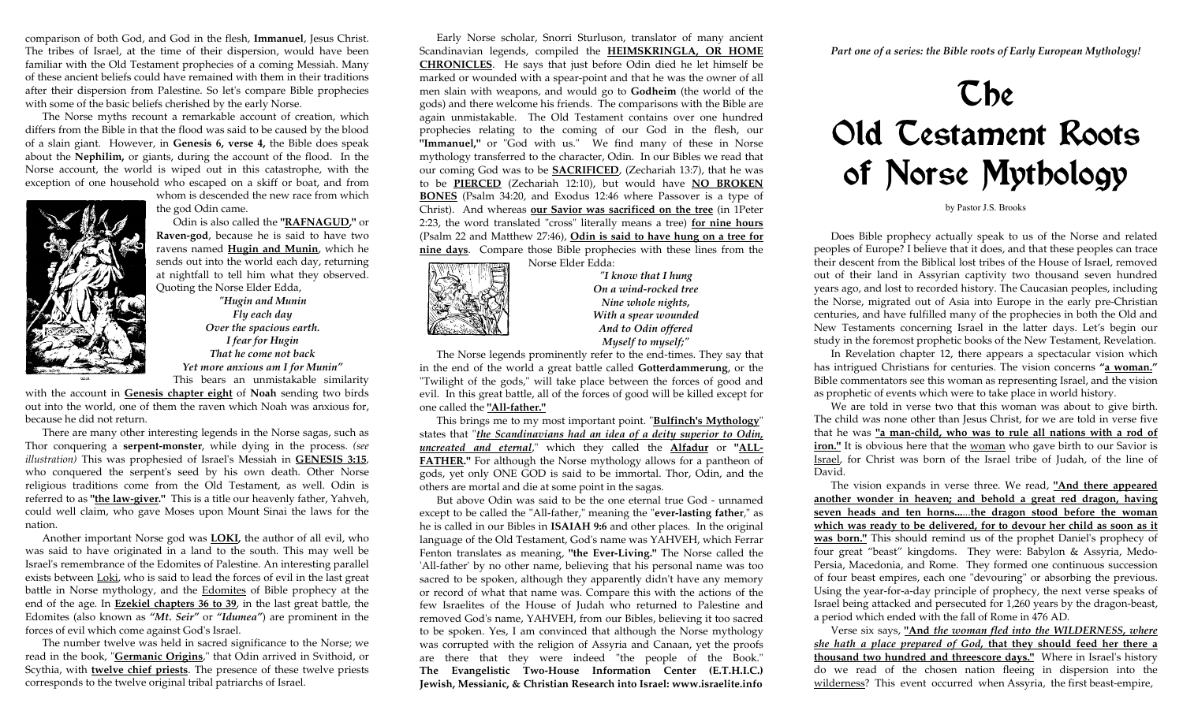comparison of both God, and God in the flesh, **Immanuel**, Jesus Christ. The tribes of Israel, at the time of their dispersion, would have been familiar with the Old Testament prophecies of a coming Messiah. Many of these ancient beliefs could have remained with them in their traditions after their dispersion from Palestine. So let's compare Bible prophecies with some of the basic beliefs cherished by the early Norse.

The Norse myths recount a remarkable account of creation, which differs from the Bible in that the flood was said to be caused by the blood of a slain giant. However, in **Genesis 6, verse 4,** the Bible does speak about the **Nephilim,** or giants, during the account of the flood. In the Norse account, the world is wiped out in this catastrophe, with the exception of one household who escaped on a skiff or boat, and from whom is descended the new race from which the god Odin came.

Odin is also called the **"RAFNAGUD,"** or **Raven-god**, because he is said to have two ravens named **Hugin and Munin**, which he sends out into the world each day, returning at nightfall to tell him what they observed. Quoting the Norse Elder Edda,

*"Hugin and Munin*
*Fly each day*
*Over the spacious earth.*
*I fear for Hugin*
*That he come not back*
*Yet more anxious am I for Munin"*

This bears an unmistakable similarity with the account in **Genesis chapter eight** of **Noah** sending two birds out into the world, one of them the raven which Noah was anxious for, because he did not return.

There are many other interesting legends in the Norse sagas, such as Thor conquering a **serpent-monster**, while dying in the process. *(see illustration)* This was prophesied of Israel's Messiah in **GENESIS 3:15**, who conquered the serpent's seed by his own death. Other Norse religious traditions come from the Old Testament, as well. Odin is referred to as **"the law-giver."** This is a title our heavenly father, Yahveh, could well claim, who gave Moses upon Mount Sinai the laws for the nation.

Another important Norse god was **LOKI,** the author of all evil, who was said to have originated in a land to the south. This may well be Israel's remembrance of the Edomites of Palestine. An interesting parallel exists between Loki, who is said to lead the forces of evil in the last great battle in Norse mythology, and the Edomites of Bible prophecy at the end of the age. In **Ezekiel chapters 36 to 39**, in the last great battle, the Edomites (also known as *"Mt. Seir"* or *"Idumea"*) are prominent in the forces of evil which come against God's Israel.

The number twelve was held in sacred significance to the Norse; we read in the book, "**Germanic Origins**," that Odin arrived in Svithoid, or Scythia, with **twelve chief priests**. The presence of these twelve priests corresponds to the twelve original tribal patriarchs of Israel.

Early Norse scholar, Snorri Sturluson, translator of many ancient Scandinavian legends, compiled the **HEIMSKRINGLA, OR HOME CHRONICLES**. He says that just before Odin died he let himself be marked or wounded with a spear-point and that he was the owner of all men slain with weapons, and would go to **Godheim** (the world of the gods) and there welcome his friends. The comparisons with the Bible are again unmistakable. The Old Testament contains over one hundred prophecies relating to the coming of our God in the flesh, our **"Immanuel,"** or "God with us." We find many of these in Norse mythology transferred to the character, Odin. In our Bibles we read that our coming God was to be **SACRIFICED**, (Zechariah 13:7), that he was to be **PIERCED** (Zechariah 12:10), but would have **NO BROKEN BONES** (Psalm 34:20, and Exodus 12:46 where Passover is a type of Christ). And whereas **our Savior was sacrificed on the tree** (in 1Peter 2:23, the word translated "cross" literally means a tree) **for nine hours** (Psalm 22 and Matthew 27:46), **Odin is said to have hung on a tree for nine days**. Compare those Bible prophecies with these lines from the Norse Elder Edda:

*"I know that I hung*
*On a wind-rocked tree*
*Nine whole nights,*
*With a spear wounded*
*And to Odin offered*
*Myself to myself;"*

The Norse legends prominently refer to the end-times. They say that in the end of the world a great battle called **Gotterdammerung**, or the "Twilight of the gods," will take place between the forces of good and evil. In this great battle, all of the forces of good will be killed except for one called the **"All-father."**

This brings me to my most important point. "**Bulfinch's Mythology**" states that "***the Scandinavians had an idea of a deity superior to Odin, uncreated and eternal***," which they called the **Alfadur** or **"ALL-FATHER."** For although the Norse mythology allows for a pantheon of gods, yet only ONE GOD is said to be immortal. Thor, Odin, and the others are mortal and die at some point in the sagas.

But above Odin was said to be the one eternal true God - unnamed except to be called the "All-father," meaning the "**ever-lasting father,**" as he is called in our Bibles in **ISAIAH 9:6** and other places. In the original language of the Old Testament, God's name was YAHVEH, which Ferrar Fenton translates as meaning, **"the Ever-Living."** The Norse called the 'All-father' by no other name, believing that his personal name was too sacred to be spoken, although they apparently didn't have any memory or record of what that name was. Compare this with the actions of the few Israelites of the House of Judah who returned to Palestine and removed God's name, YAHVEH, from our Bibles, believing it too sacred to be spoken. Yes, I am convinced that although the Norse mythology was corrupted with the religion of Assyria and Canaan, yet the proofs are there that they were indeed "the people of the Book." **The Evangelistic Two-House Information Center (E.T.H.I.C.) Jewish, Messianic, & Christian Research into Israel: www.israelite.info**

*Part one of a series: the Bible roots of Early European Mythology!*

# The Old Testament Roots of Norse Mythology

by Pastor J.S. Brooks

Does Bible prophecy actually speak to us of the Norse and related peoples of Europe? I believe that it does, and that these peoples can trace their descent from the Biblical lost tribes of the House of Israel, removed out of their land in Assyrian captivity two thousand seven hundred years ago, and lost to recorded history. The Caucasian peoples, including the Norse, migrated out of Asia into Europe in the early pre-Christian centuries, and have fulfilled many of the prophecies in both the Old and New Testaments concerning Israel in the latter days. Let's begin our study in the foremost prophetic books of the New Testament, Revelation.

In Revelation chapter 12, there appears a spectacular vision which has intrigued Christians for centuries. The vision concerns **"a woman."** Bible commentators see this woman as representing Israel, and the vision as prophetic of events which were to take place in world history.

We are told in verse two that this woman was about to give birth. The child was none other than Jesus Christ, for we are told in verse five that he was **"a man-child, who was to rule all nations with a rod of iron."** It is obvious here that the woman who gave birth to our Savior is Israel, for Christ was born of the Israel tribe of Judah, of the line of David.

The vision expands in verse three. We read, **"And there appeared another wonder in heaven; and behold a great red dragon, having seven heads and ten horns......the dragon stood before the woman which was ready to be delivered, for to devour her child as soon as it was born."** This should remind us of the prophet Daniel's prophecy of four great "beast" kingdoms. They were: Babylon & Assyria, Medo-Persia, Macedonia, and Rome. They formed one continuous succession of four beast empires, each one "devouring" or absorbing the previous. Using the year-for-a-day principle of prophecy, the next verse speaks of Israel being attacked and persecuted for 1,260 years by the dragon-beast, a period which ended with the fall of Rome in 476 AD.

Verse six says, **"And *the woman fled into the WILDERNESS, where she hath a place prepared of God,* that they should feed her there a thousand two hundred and threescore days."** Where in Israel's history do we read of the chosen nation fleeing in dispersion into the wilderness? This event occurred when Assyria, the first beast-empire,